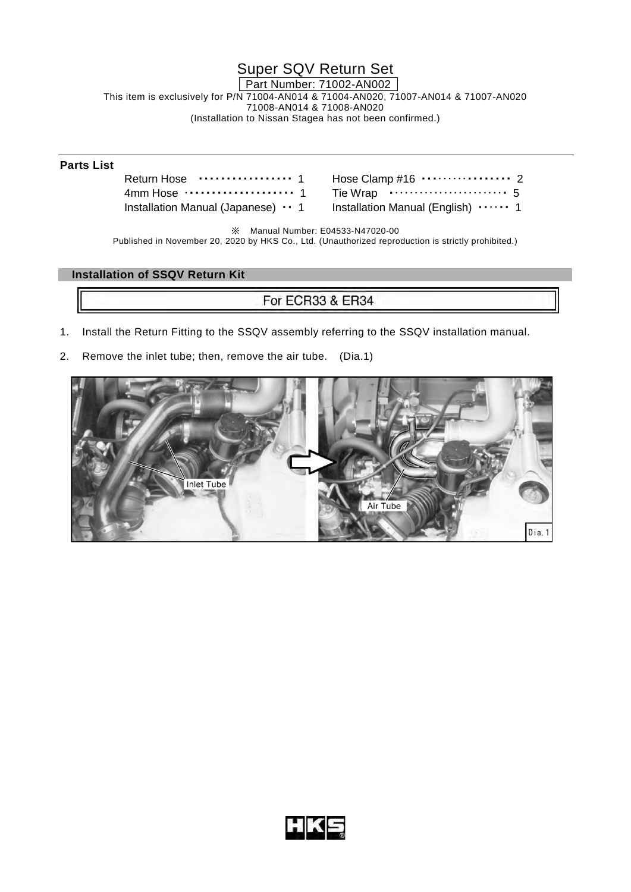# Super SQV Return Set

Part Number: 71002-AN002

This item is exclusively for P/N 71004-AN014 & 71004-AN020, 71007-AN014 & 71007-AN020
71008-AN014 & 71008-AN020
(Installation to Nissan Stagea has not been confirmed.)

**Parts List**

| Part | Qty | Part | Qty |
|---|---|---|---|
| Return Hose | 1 | Hose Clamp #16 | 2 |
| 4mm Hose | 1 | Tie Wrap | 5 |
| Installation Manual (Japanese) | 1 | Installation Manual (English) | 1 |

※ Manual Number: E04533-N47020-00
Published in November 20, 2020 by HKS Co., Ltd. (Unauthorized reproduction is strictly prohibited.)

## Installation of SSQV Return Kit

### For ECR33 & ER34

1. Install the Return Fitting to the SSQV assembly referring to the SSQV installation manual.
2. Remove the inlet tube; then, remove the air tube. (Dia.1)

Inlet Tube

Air Tube

Dia. 1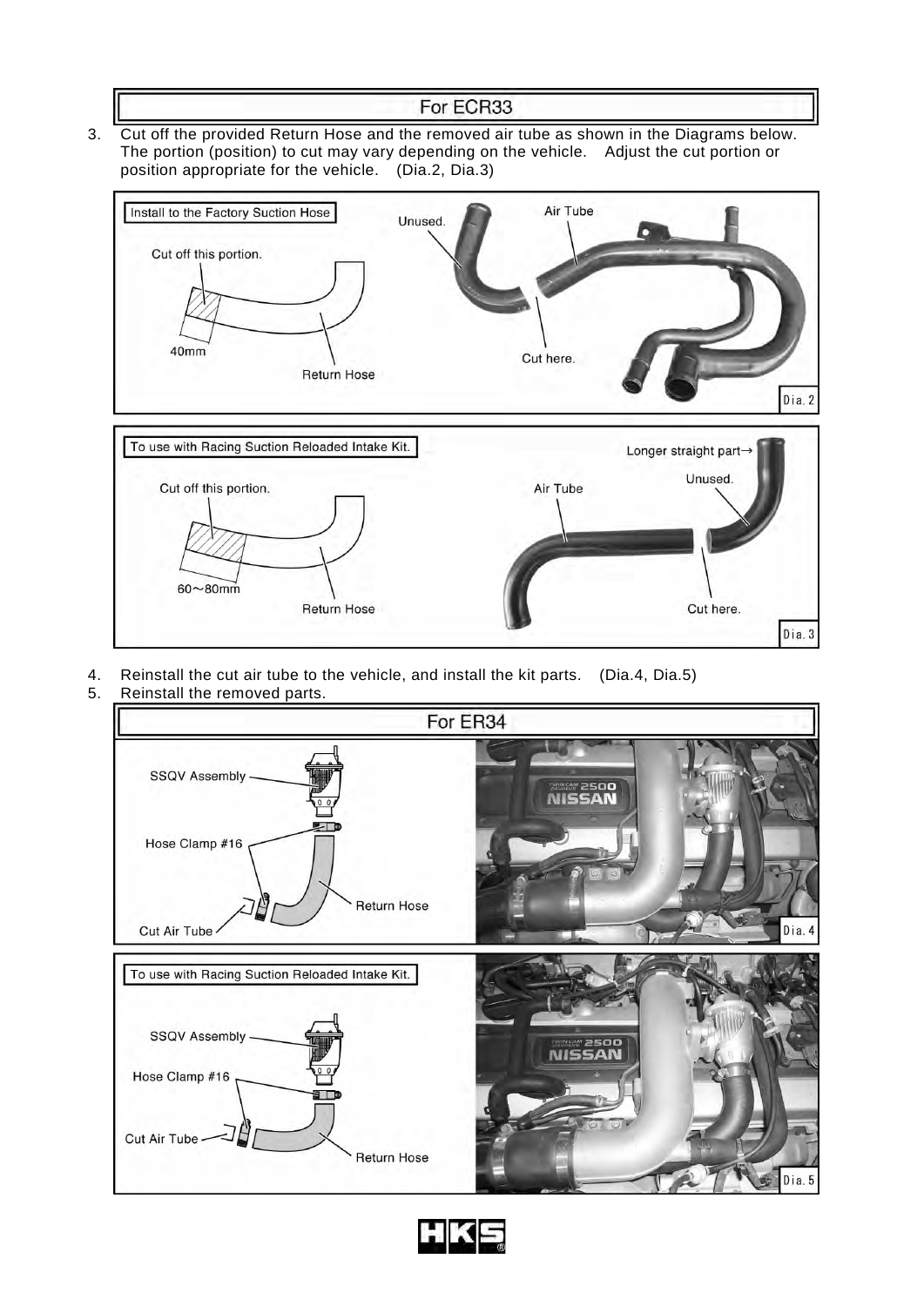## For ECR33

3. Cut off the provided Return Hose and the removed air tube as shown in the Diagrams below. The portion (position) to cut may vary depending on the vehicle. Adjust the cut portion or position appropriate for the vehicle. (Dia.2, Dia.3)

Install to the Factory Suction Hose

Cut off this portion.

40mm

Return Hose

Unused.

Air Tube

Cut here.

Dia.2

To use with Racing Suction Reloaded Intake Kit.

Cut off this portion.

60～80mm

Return Hose

Air Tube

Longer straight part→

Unused.

Cut here.

Dia.3

4. Reinstall the cut air tube to the vehicle, and install the kit parts. (Dia.4, Dia.5)
5. Reinstall the removed parts.

## For ER34

SSQV Assembly

Hose Clamp #16

Return Hose

Cut Air Tube

Dia.4

To use with Racing Suction Reloaded Intake Kit.

SSQV Assembly

Hose Clamp #16

Cut Air Tube

Return Hose

Dia.5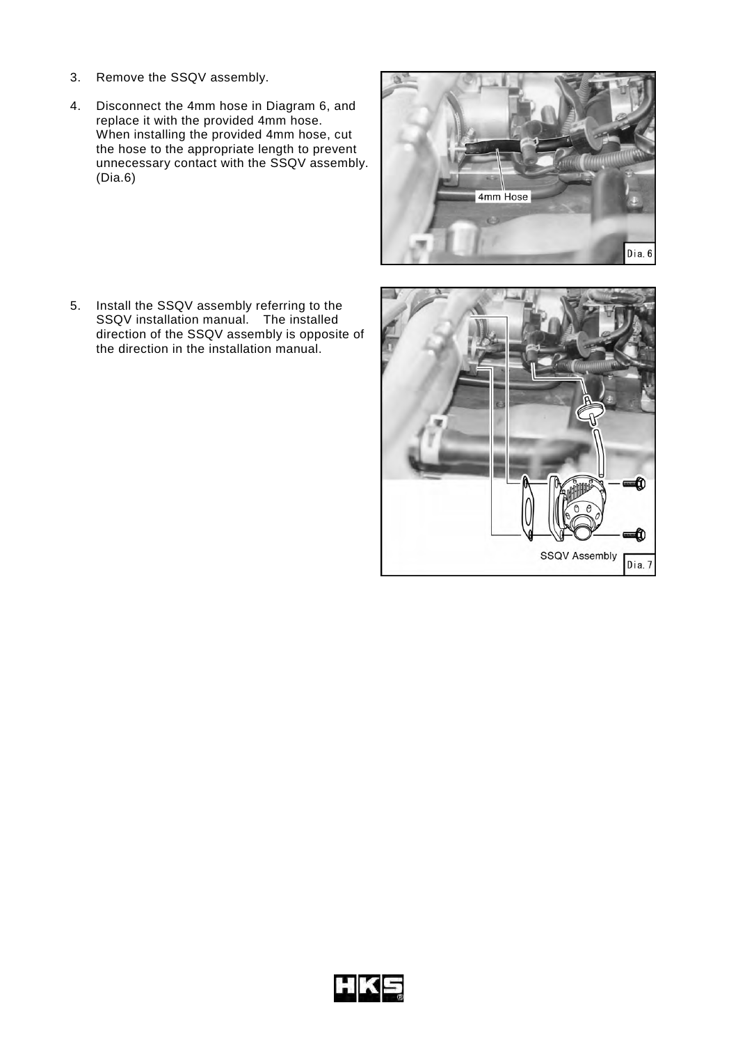3. Remove the SSQV assembly.

4. Disconnect the 4mm hose in Diagram 6, and replace it with the provided 4mm hose.
   When installing the provided 4mm hose, cut the hose to the appropriate length to prevent unnecessary contact with the SSQV assembly. (Dia.6)

5. Install the SSQV assembly referring to the SSQV installation manual. The installed direction of the SSQV assembly is opposite of the direction in the installation manual.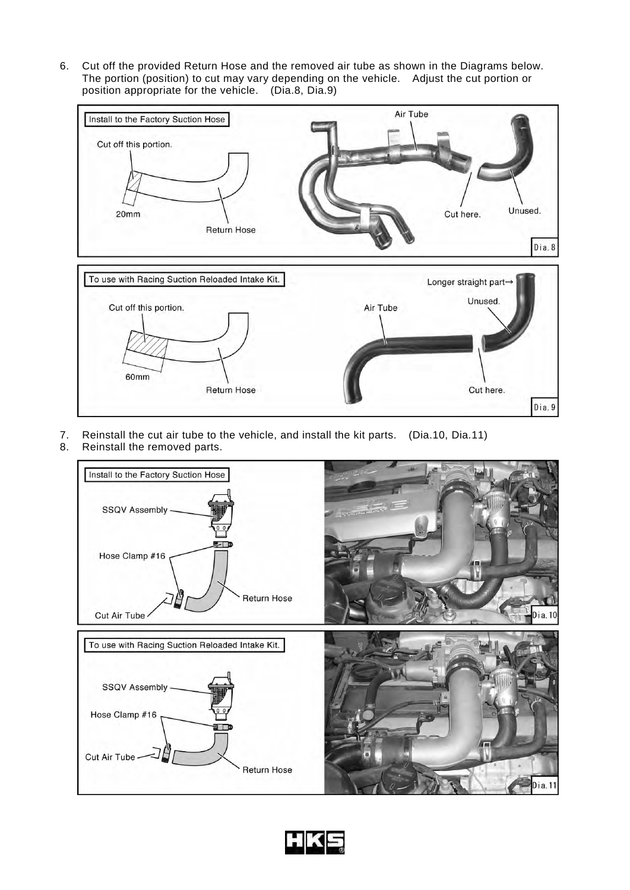6. Cut off the provided Return Hose and the removed air tube as shown in the Diagrams below. The portion (position) to cut may vary depending on the vehicle. Adjust the cut portion or position appropriate for the vehicle. (Dia.8, Dia.9)

Install to the Factory Suction Hose

Cut off this portion.

20mm

Return Hose

Air Tube

Cut here.

Unused.

Dia.8

To use with Racing Suction Reloaded Intake Kit.

Cut off this portion.

60mm

Return Hose

Air Tube

Longer straight part→

Unused.

Cut here.

Dia.9

7. Reinstall the cut air tube to the vehicle, and install the kit parts. (Dia.10, Dia.11)
8. Reinstall the removed parts.

Install to the Factory Suction Hose

SSQV Assembly

Hose Clamp #16

Return Hose

Cut Air Tube

Dia.10

To use with Racing Suction Reloaded Intake Kit.

SSQV Assembly

Hose Clamp #16

Cut Air Tube

Return Hose

Dia.11